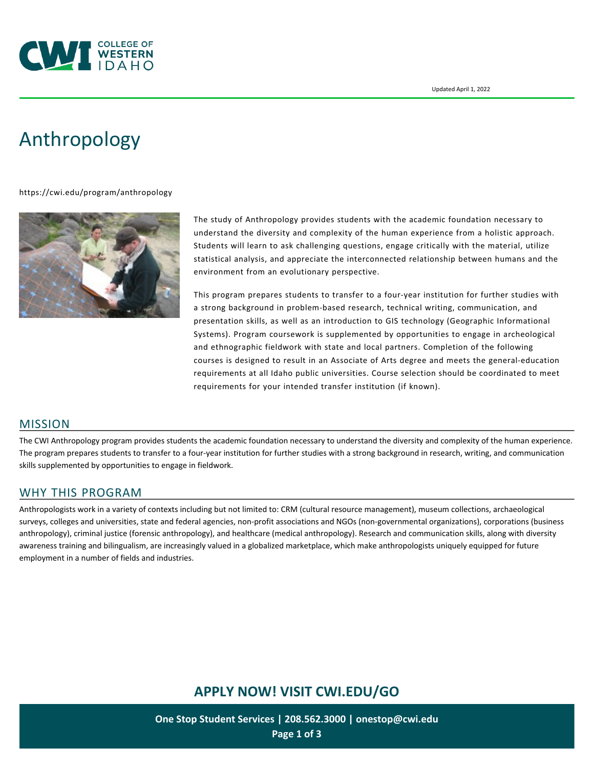Updated April 1, 2022

# Anthropology

https://cwi.edu/program/anthropology

The study of Anthropology provides students with the academic foundation necessary to understand the diversity and complexity of the human experience from a holistic approach. Students will learn to ask challenging questions, engage critically with the material, utilize statistical analysis, and appreciate the interconnected relationship between humans and the environment from an evolutionary perspective.

This program prepares students to transfer to a four-year institution for further studies with a strong background in problem-based research, technical writing, communication, and presentation skills, as well as an introduction to GIS technology (Geographic Informational Systems). Program coursework is supplemented by opportunities to engage in archeological and ethnographic fieldwork with state and local partners. Completion of the following courses is designed to result in an Associate of Arts degree and meets the general-education requirements at all Idaho public universities. Course selection should be coordinated to meet requirements for your intended transfer institution (if known).

## MISSION

The CWI Anthropology program provides students the academic foundation necessary to understand the diversity and complexity of the human experience. The program prepares students to transfer to a four-year institution for further studies with a strong background in research, writing, and communication skills supplemented by opportunities to engage in fieldwork.

## WHY THIS PROGRAM

Anthropologists work in a variety of contexts including but not limited to: CRM (cultural resource management), museum collections, archaeological surveys, colleges and universities, state and federal agencies, non-profit associations and NGOs (non-governmental organizations), corporations (business anthropology), criminal justice (forensic anthropology), and healthcare (medical anthropology). Research and communication skills, along with diversity awareness training and bilingualism, are increasingly valued in a globalized marketplace, which make anthropologists uniquely equipped for future employment in a number of fields and industries.

**APPLY NOW! VISIT CWI.EDU/GO**

**One Stop Student Services | 208.562.3000 | onestop@cwi.edu**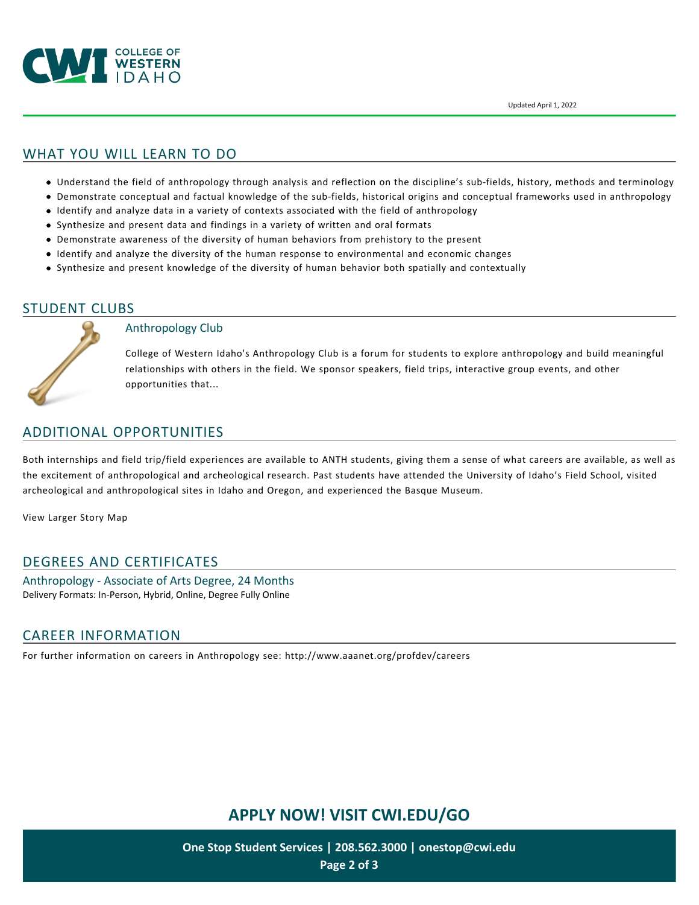Updated April 1, 2022

## WHAT YOU WILL LEARN TO DO

- Understand the field of anthropology through analysis and reflection on the discipline's sub-fields, history, methods and terminology
- Demonstrate conceptual and factual knowledge of the sub-fields, historical origins and conceptual frameworks used in anthropology
- Identify and analyze data in a variety of contexts associated with the field of anthropology
- Synthesize and present data and findings in a variety of written and oral formats
- Demonstrate awareness of the diversity of human behaviors from prehistory to the present
- Identify and analyze the diversity of the human response to environmental and economic changes
- Synthesize and present knowledge of the diversity of human behavior both spatially and contextually

## STUDENT CLUBS

### Anthropology Club

College of Western Idaho's Anthropology Club is a forum for students to explore anthropology and build meaningful relationships with others in the field. We sponsor speakers, field trips, interactive group events, and other opportunities that...

## ADDITIONAL OPPORTUNITIES

Both internships and field trip/field experiences are available to ANTH students, giving them a sense of what careers are available, as well as the excitement of anthropological and archeological research. Past students have attended the University of Idaho's Field School, visited archeological and anthropological sites in Idaho and Oregon, and experienced the Basque Museum.

View Larger Story Map

## DEGREES AND CERTIFICATES

### Anthropology - Associate of Arts Degree, 24 Months

Delivery Formats: In-Person, Hybrid, Online, Degree Fully Online

## CAREER INFORMATION

For further information on careers in Anthropology see: http://www.aaanet.org/profdev/careers

**APPLY NOW! VISIT CWI.EDU/GO**

**One Stop Student Services | 208.562.3000 | onestop@cwi.edu**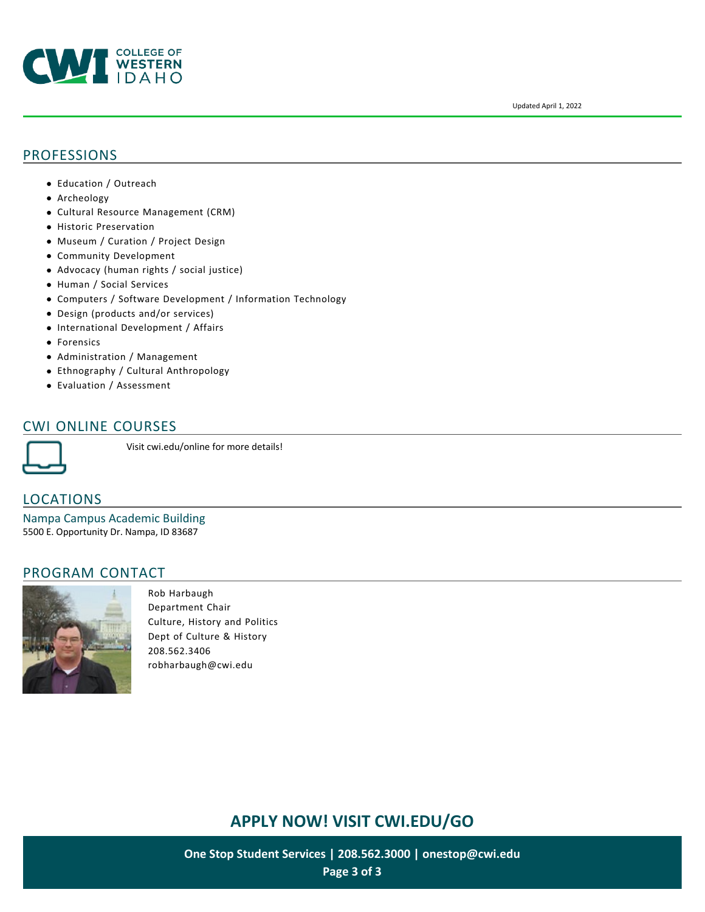Updated April 1, 2022

## PROFESSIONS

- Education / Outreach
- Archeology
- Cultural Resource Management (CRM)
- Historic Preservation
- Museum / Curation / Project Design
- Community Development
- Advocacy (human rights / social justice)
- Human / Social Services
- Computers / Software Development / Information Technology
- Design (products and/or services)
- International Development / Affairs
- Forensics
- Administration / Management
- Ethnography / Cultural Anthropology
- Evaluation / Assessment

## CWI ONLINE COURSES

Visit cwi.edu/online for more details!

## LOCATIONS

### Nampa Campus Academic Building

5500 E. Opportunity Dr. Nampa, ID 83687

## PROGRAM CONTACT

Rob Harbaugh
Department Chair
Culture, History and Politics
Dept of Culture & History
208.562.3406
robharbaugh@cwi.edu

## APPLY NOW! VISIT CWI.EDU/GO

**One Stop Student Services | 208.562.3000 | onestop@cwi.edu**